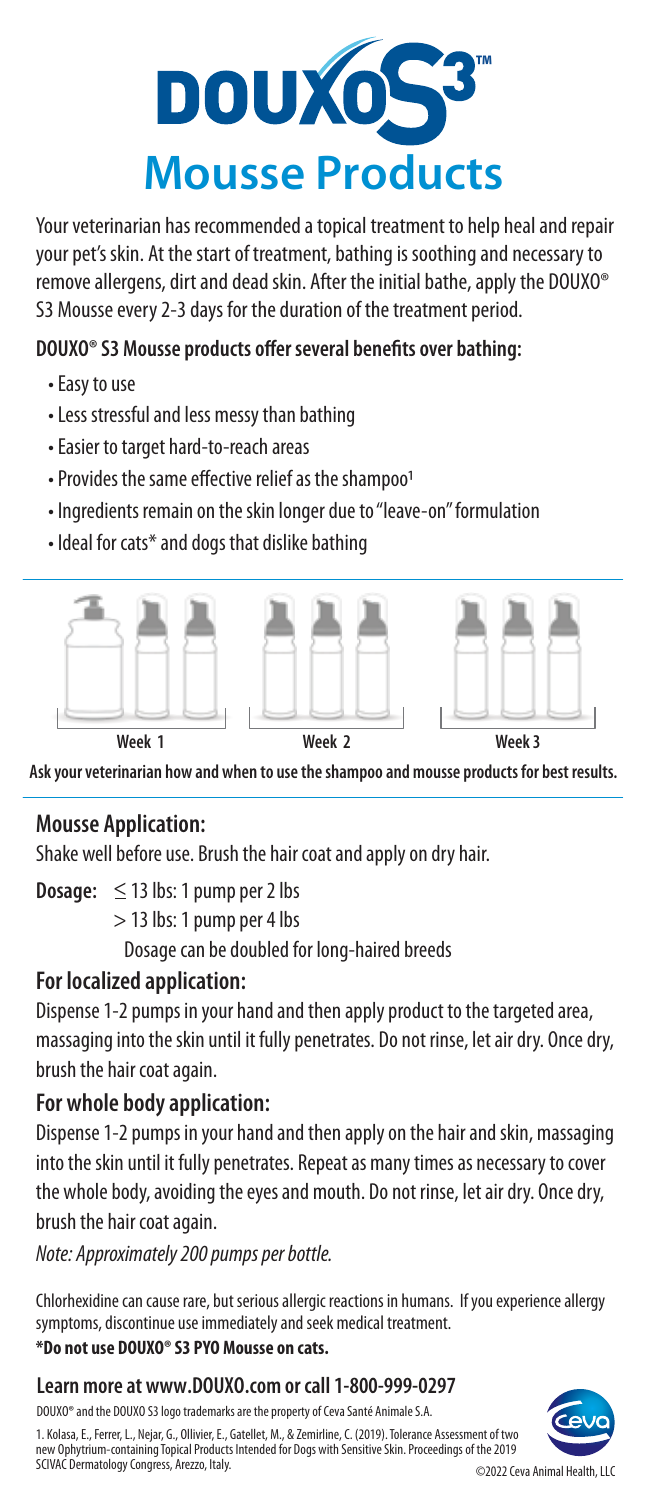# DOUXO S3™

# Mousse Products

Your veterinarian has recommended a topical treatment to help heal and repair your pet's skin. At the start of treatment, bathing is soothing and necessary to remove allergens, dirt and dead skin. After the initial bathe, apply the DOUXO® S3 Mousse every 2-3 days for the duration of the treatment period.

### DOUXO® S3 Mousse products offer several benefits over bathing:

- Easy to use
- Less stressful and less messy than bathing
- Easier to target hard-to-reach areas
- Provides the same effective relief as the shampoo[1]
- Ingredients remain on the skin longer due to "leave-on" formulation
- Ideal for cats* and dogs that dislike bathing

Week 1 | Week 2 | Week 3

**Ask your veterinarian how and when to use the shampoo and mousse products for best results.**

## Mousse Application:

Shake well before use. Brush the hair coat and apply on dry hair.

**Dosage:** $\leq$ 13 lbs: 1 pump per 2 lbs

$>$ 13 lbs: 1 pump per 4 lbs

Dosage can be doubled for long-haired breeds

## For localized application:

Dispense 1-2 pumps in your hand and then apply product to the targeted area, massaging into the skin until it fully penetrates. Do not rinse, let air dry. Once dry, brush the hair coat again.

## For whole body application:

Dispense 1-2 pumps in your hand and then apply on the hair and skin, massaging into the skin until it fully penetrates. Repeat as many times as necessary to cover the whole body, avoiding the eyes and mouth. Do not rinse, let air dry. Once dry, brush the hair coat again.

*Note: Approximately 200 pumps per bottle.*

Chlorhexidine can cause rare, but serious allergic reactions in humans. If you experience allergy symptoms, discontinue use immediately and seek medical treatment.

**\*Do not use DOUXO® S3 PYO Mousse on cats.**

### Learn more at www.DOUXO.com or call 1-800-999-0297

DOUXO® and the DOUXO S3 logo trademarks are the property of Ceva Santé Animale S.A.

1. Kolasa, E., Ferrer, L., Nejar, G., Ollivier, E., Gatellet, M., & Zemirline, C. (2019). Tolerance Assessment of two new Ophytrium-containing Topical Products Intended for Dogs with Sensitive Skin. Proceedings of the 2019 SCIVAC Dermatology Congress, Arezzo, Italy.

©2022 Ceva Animal Health, LLC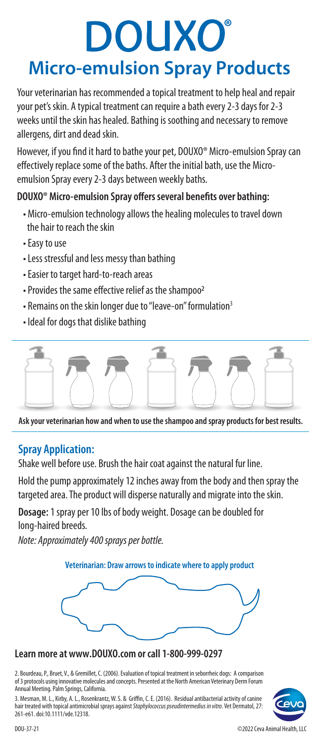# DOUXO®

## Micro-emulsion Spray Products

Your veterinarian has recommended a topical treatment to help heal and repair your pet's skin. A typical treatment can require a bath every 2-3 days for 2-3 weeks until the skin has healed. Bathing is soothing and necessary to remove allergens, dirt and dead skin.

However, if you find it hard to bathe your pet, DOUXO® Micro-emulsion Spray can effectively replace some of the baths. After the initial bath, use the Micro-emulsion Spray every 2-3 days between weekly baths.

**DOUXO® Micro-emulsion Spray offers several benefits over bathing:**

- Micro-emulsion technology allows the healing molecules to travel down the hair to reach the skin
- Easy to use
- Less stressful and less messy than bathing
- Easier to target hard-to-reach areas
- Provides the same effective relief as the shampoo[2]
- Remains on the skin longer due to "leave-on" formulation[3]
- Ideal for dogs that dislike bathing

**Ask your veterinarian how and when to use the shampoo and spray products for best results.**

### Spray Application:

Shake well before use. Brush the hair coat against the natural fur line.

Hold the pump approximately 12 inches away from the body and then spray the targeted area. The product will disperse naturally and migrate into the skin.

**Dosage:** 1 spray per 10 lbs of body weight. Dosage can be doubled for long-haired breeds.

*Note: Approximately 400 sprays per bottle.*

**Veterinarian: Draw arrows to indicate where to apply product**

### Learn more at www.DOUXO.com or call 1-800-999-0297

2. Bourdeau, P., Bruet, V., & Gremillet, C. (2006). Evaluation of topical treatment in seborrheic dogs: A comparison of 3 protocols using innovative molecules and concepts. Presented at the North American Veterinary Derm Forum Annual Meeting. Palm Springs, California.

3. Mesman, M. L., Kirby, A. L., Rosenkrantz, W. S. & Griffin, C. E. (2016). Residual antibacterial activity of canine hair treated with topical antimicrobial sprays against *Staphylococcus pseudintermedius in vitro*. Vet Dermatol, 27: 261-e61. doi:10.1111/vde.12318.

DOU-37-21

©2022 Ceva Animal Health, LLC